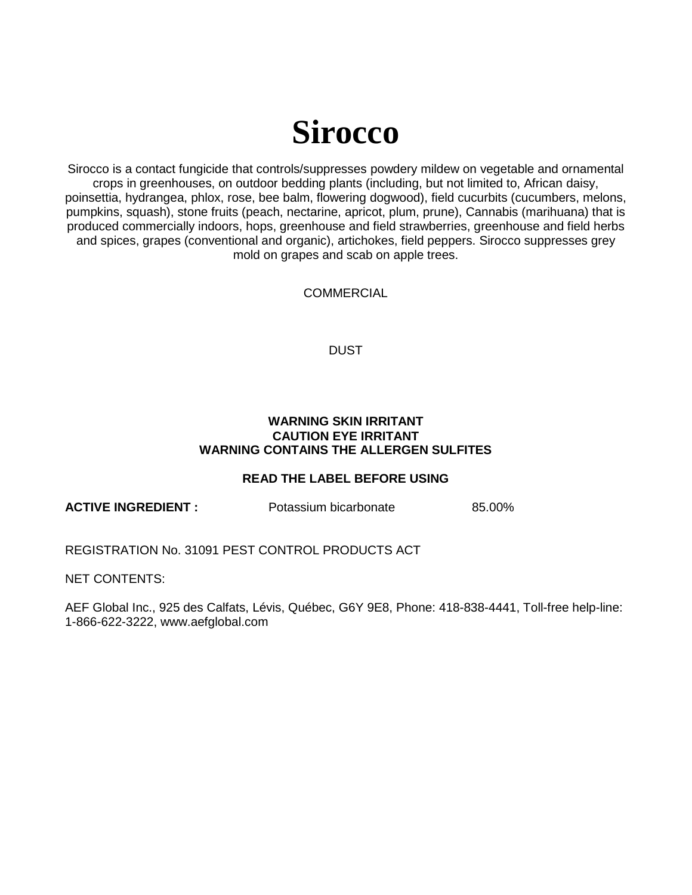# Sirocco

Sirocco is a contact fungicide that controls/suppresses powdery mildew on vegetable and ornamental crops in greenhouses, on outdoor bedding plants (including, but not limited to, African daisy, poinsettia, hydrangea, phlox, rose, bee balm, flowering dogwood), field cucurbits (cucumbers, melons, pumpkins, squash), stone fruits (peach, nectarine, apricot, plum, prune), Cannabis (marihuana) that is produced commercially indoors, hops, greenhouse and field strawberries, greenhouse and field herbs and spices, grapes (conventional and organic), artichokes, field peppers. Sirocco suppresses grey mold on grapes and scab on apple trees.

COMMERCIAL

DUST

**WARNING SKIN IRRITANT**
**CAUTION EYE IRRITANT**
**WARNING CONTAINS THE ALLERGEN SULFITES**

**READ THE LABEL BEFORE USING**

**ACTIVE INGREDIENT :** Potassium bicarbonate 85.00%

REGISTRATION No. 31091 PEST CONTROL PRODUCTS ACT

NET CONTENTS:

AEF Global Inc., 925 des Calfats, Lévis, Québec, G6Y 9E8, Phone: 418-838-4441, Toll-free help-line: 1-866-622-3222, www.aefglobal.com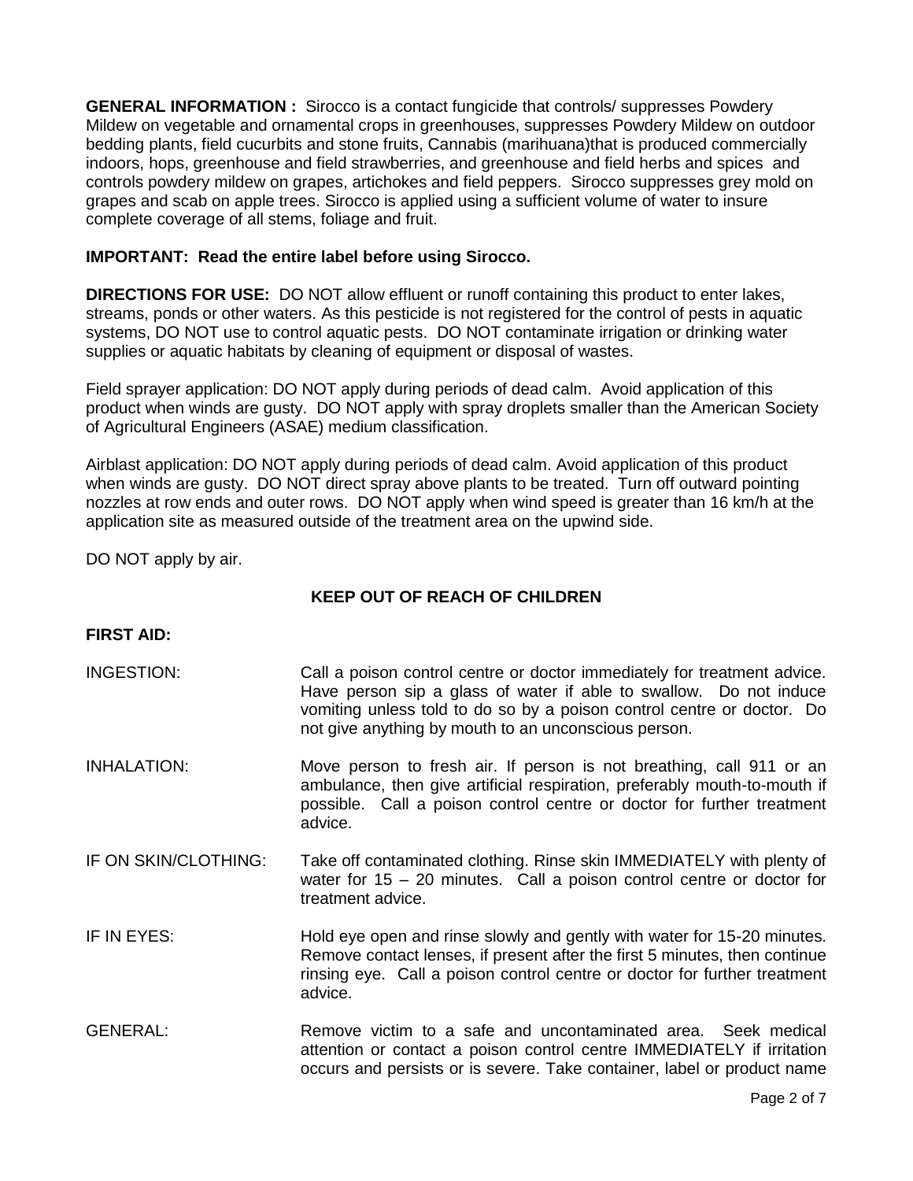**GENERAL INFORMATION :** Sirocco is a contact fungicide that controls/ suppresses Powdery Mildew on vegetable and ornamental crops in greenhouses, suppresses Powdery Mildew on outdoor bedding plants, field cucurbits and stone fruits, Cannabis (marihuana)that is produced commercially indoors, hops, greenhouse and field strawberries, and greenhouse and field herbs and spices and controls powdery mildew on grapes, artichokes and field peppers. Sirocco suppresses grey mold on grapes and scab on apple trees. Sirocco is applied using a sufficient volume of water to insure complete coverage of all stems, foliage and fruit.

**IMPORTANT: Read the entire label before using Sirocco.**

**DIRECTIONS FOR USE:** DO NOT allow effluent or runoff containing this product to enter lakes, streams, ponds or other waters. As this pesticide is not registered for the control of pests in aquatic systems, DO NOT use to control aquatic pests. DO NOT contaminate irrigation or drinking water supplies or aquatic habitats by cleaning of equipment or disposal of wastes.

Field sprayer application: DO NOT apply during periods of dead calm. Avoid application of this product when winds are gusty. DO NOT apply with spray droplets smaller than the American Society of Agricultural Engineers (ASAE) medium classification.

Airblast application: DO NOT apply during periods of dead calm. Avoid application of this product when winds are gusty. DO NOT direct spray above plants to be treated. Turn off outward pointing nozzles at row ends and outer rows. DO NOT apply when wind speed is greater than 16 km/h at the application site as measured outside of the treatment area on the upwind side.

DO NOT apply by air.

**KEEP OUT OF REACH OF CHILDREN**

**FIRST AID:**

INGESTION: Call a poison control centre or doctor immediately for treatment advice. Have person sip a glass of water if able to swallow. Do not induce vomiting unless told to do so by a poison control centre or doctor. Do not give anything by mouth to an unconscious person.

INHALATION: Move person to fresh air. If person is not breathing, call 911 or an ambulance, then give artificial respiration, preferably mouth-to-mouth if possible. Call a poison control centre or doctor for further treatment advice.

IF ON SKIN/CLOTHING: Take off contaminated clothing. Rinse skin IMMEDIATELY with plenty of water for 15 – 20 minutes. Call a poison control centre or doctor for treatment advice.

IF IN EYES: Hold eye open and rinse slowly and gently with water for 15-20 minutes. Remove contact lenses, if present after the first 5 minutes, then continue rinsing eye. Call a poison control centre or doctor for further treatment advice.

GENERAL: Remove victim to a safe and uncontaminated area. Seek medical attention or contact a poison control centre IMMEDIATELY if irritation occurs and persists or is severe. Take container, label or product name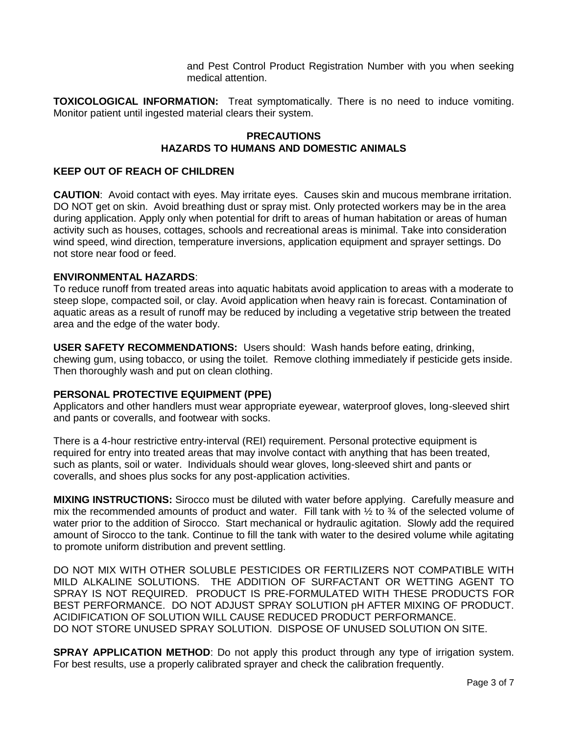and Pest Control Product Registration Number with you when seeking medical attention.

**TOXICOLOGICAL INFORMATION:** Treat symptomatically. There is no need to induce vomiting. Monitor patient until ingested material clears their system.

## PRECAUTIONS
## HAZARDS TO HUMANS AND DOMESTIC ANIMALS

**KEEP OUT OF REACH OF CHILDREN**

**CAUTION**: Avoid contact with eyes. May irritate eyes. Causes skin and mucous membrane irritation. DO NOT get on skin. Avoid breathing dust or spray mist. Only protected workers may be in the area during application. Apply only when potential for drift to areas of human habitation or areas of human activity such as houses, cottages, schools and recreational areas is minimal. Take into consideration wind speed, wind direction, temperature inversions, application equipment and sprayer settings. Do not store near food or feed.

**ENVIRONMENTAL HAZARDS**:
To reduce runoff from treated areas into aquatic habitats avoid application to areas with a moderate to steep slope, compacted soil, or clay. Avoid application when heavy rain is forecast. Contamination of aquatic areas as a result of runoff may be reduced by including a vegetative strip between the treated area and the edge of the water body.

**USER SAFETY RECOMMENDATIONS:** Users should: Wash hands before eating, drinking, chewing gum, using tobacco, or using the toilet. Remove clothing immediately if pesticide gets inside. Then thoroughly wash and put on clean clothing.

**PERSONAL PROTECTIVE EQUIPMENT (PPE)**
Applicators and other handlers must wear appropriate eyewear, waterproof gloves, long-sleeved shirt and pants or coveralls, and footwear with socks.

There is a 4-hour restrictive entry-interval (REI) requirement. Personal protective equipment is required for entry into treated areas that may involve contact with anything that has been treated, such as plants, soil or water. Individuals should wear gloves, long-sleeved shirt and pants or coveralls, and shoes plus socks for any post-application activities.

**MIXING INSTRUCTIONS:** Sirocco must be diluted with water before applying. Carefully measure and mix the recommended amounts of product and water. Fill tank with ½ to ¾ of the selected volume of water prior to the addition of Sirocco. Start mechanical or hydraulic agitation. Slowly add the required amount of Sirocco to the tank. Continue to fill the tank with water to the desired volume while agitating to promote uniform distribution and prevent settling.

DO NOT MIX WITH OTHER SOLUBLE PESTICIDES OR FERTILIZERS NOT COMPATIBLE WITH MILD ALKALINE SOLUTIONS. THE ADDITION OF SURFACTANT OR WETTING AGENT TO SPRAY IS NOT REQUIRED. PRODUCT IS PRE-FORMULATED WITH THESE PRODUCTS FOR BEST PERFORMANCE. DO NOT ADJUST SPRAY SOLUTION pH AFTER MIXING OF PRODUCT. ACIDIFICATION OF SOLUTION WILL CAUSE REDUCED PRODUCT PERFORMANCE.
DO NOT STORE UNUSED SPRAY SOLUTION. DISPOSE OF UNUSED SOLUTION ON SITE.

**SPRAY APPLICATION METHOD**: Do not apply this product through any type of irrigation system. For best results, use a properly calibrated sprayer and check the calibration frequently.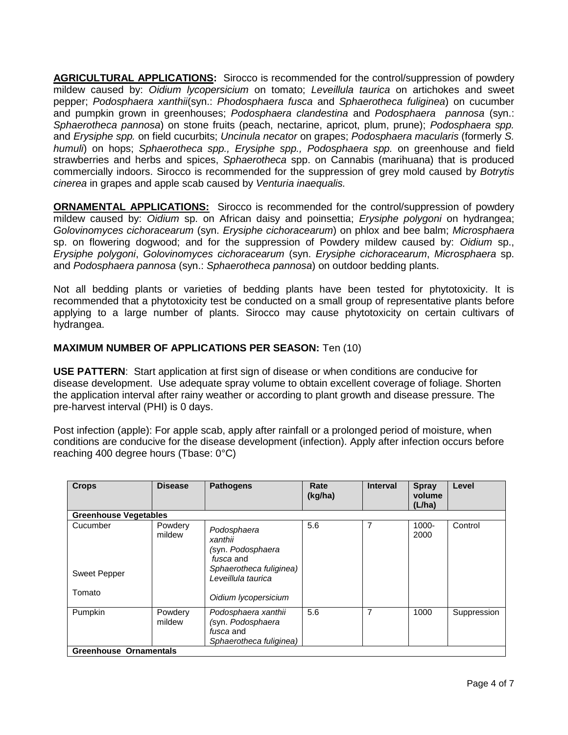**AGRICULTURAL APPLICATIONS:** Sirocco is recommended for the control/suppression of powdery mildew caused by: *Oidium lycopersicium* on tomato; *Leveillula taurica* on artichokes and sweet pepper; *Podosphaera xanthii*(syn.: *Phodosphaera fusca* and *Sphaerotheca fuliginea*) on cucumber and pumpkin grown in greenhouses; *Podosphaera clandestina* and *Podosphaera pannosa* (syn.: *Sphaerotheca pannosa*) on stone fruits (peach, nectarine, apricot, plum, prune); *Podosphaera spp.* and *Erysiphe spp.* on field cucurbits; *Uncinula necator* on grapes; *Podosphaera macularis* (formerly *S. humuli*) on hops; *Sphaerotheca spp., Erysiphe spp., Podosphaera spp.* on greenhouse and field strawberries and herbs and spices, *Sphaerotheca* spp. on Cannabis (marihuana) that is produced commercially indoors. Sirocco is recommended for the suppression of grey mold caused by *Botrytis cinerea* in grapes and apple scab caused by *Venturia inaequalis.*

**ORNAMENTAL APPLICATIONS:** Sirocco is recommended for the control/suppression of powdery mildew caused by: *Oidium* sp. on African daisy and poinsettia; *Erysiphe polygoni* on hydrangea; *Golovinomyces cichoracearum* (syn. *Erysiphe cichoracearum*) on phlox and bee balm; *Microsphaera* sp. on flowering dogwood; and for the suppression of Powdery mildew caused by: *Oidium* sp., *Erysiphe polygoni*, *Golovinomyces cichoracearum* (syn. *Erysiphe cichoracearum*, *Microsphaera* sp. and *Podosphaera pannosa* (syn.: *Sphaerotheca pannosa*) on outdoor bedding plants.

Not all bedding plants or varieties of bedding plants have been tested for phytotoxicity. It is recommended that a phytotoxicity test be conducted on a small group of representative plants before applying to a large number of plants. Sirocco may cause phytotoxicity on certain cultivars of hydrangea.

**MAXIMUM NUMBER OF APPLICATIONS PER SEASON:** Ten (10)

**USE PATTERN**: Start application at first sign of disease or when conditions are conducive for disease development. Use adequate spray volume to obtain excellent coverage of foliage. Shorten the application interval after rainy weather or according to plant growth and disease pressure. The pre-harvest interval (PHI) is 0 days.

Post infection (apple): For apple scab, apply after rainfall or a prolonged period of moisture, when conditions are conducive for the disease development (infection). Apply after infection occurs before reaching 400 degree hours (Tbase: 0°C)

| Crops | Disease | Pathogens | Rate (kg/ha) | Interval | Spray volume (L/ha) | Level |
|---|---|---|---|---|---|---|
| **Greenhouse Vegetables** | | | | | | |
| Cucumber<br><br>Sweet Pepper<br><br>Tomato | Powdery mildew | *Podosphaera xanthii* (syn. *Podosphaera fusca* and *Sphaerotheca fuliginea)*<br>*Leveillula taurica*<br><br>*Oidium lycopersicium* | 5.6 | 7 | 1000-2000 | Control |
| Pumpkin | Powdery mildew | *Podosphaera xanthii* (syn. *Podosphaera fusca* and *Sphaerotheca fuliginea)* | 5.6 | 7 | 1000 | Suppression |
| **Greenhouse Ornamentals** | | | | | | |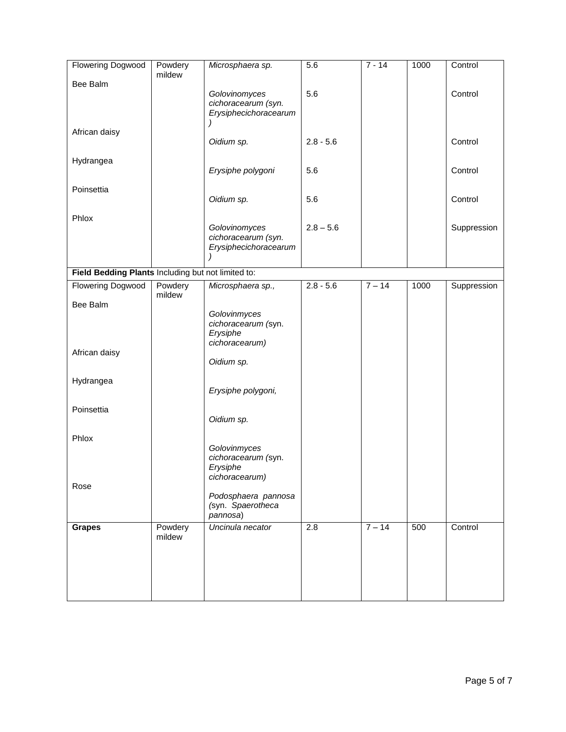| Flowering Dogwood<br><br>Bee Balm<br><br><br><br><br>African daisy<br><br><br>Hydrangea<br><br><br>Poinsettia<br><br><br>Phlox | Powdery mildew | *Microsphaera sp.*<br><br>*Golovinomyces cichoracearum (syn. Erysiphecichoracearum )*<br><br>*Oidium sp.*<br><br>*Erysiphe polygoni*<br><br>*Oidium sp.*<br><br>*Golovinomyces cichoracearum (syn. Erysiphecichoracearum )* | 5.6<br><br>5.6<br><br>2.8 - 5.6<br><br>5.6<br><br>5.6<br><br>2.8 – 5.6 | 7 - 14 | 1000 | Control<br><br>Control<br><br>Control<br><br>Control<br><br>Control<br><br>Suppression |
|---|---|---|---|---|---|---|
| **Field Bedding Plants** Including but not limited to: | | | | | | |
| Flowering Dogwood<br><br>Bee Balm<br><br><br><br><br>African daisy<br><br><br>Hydrangea<br><br><br>Poinsettia<br><br><br>Phlox<br><br><br><br><br>Rose | Powdery mildew | *Microsphaera sp.,*<br><br>*Golovinmyces cichoracearum (*syn. *Erysiphe cichoracearum)*<br><br>*Oidium sp.*<br><br>*Erysiphe polygoni,*<br><br>*Oidium sp.*<br><br>*Golovinmyces cichoracearum (*syn. *Erysiphe cichoracearum)*<br><br>*Podosphaera pannosa (*syn. *Spaerotheca pannosa*) | 2.8 - 5.6 | 7 – 14 | 1000 | Suppression |
| **Grapes** | Powdery mildew | *Uncinula necator* | 2.8 | 7 – 14 | 500 | Control |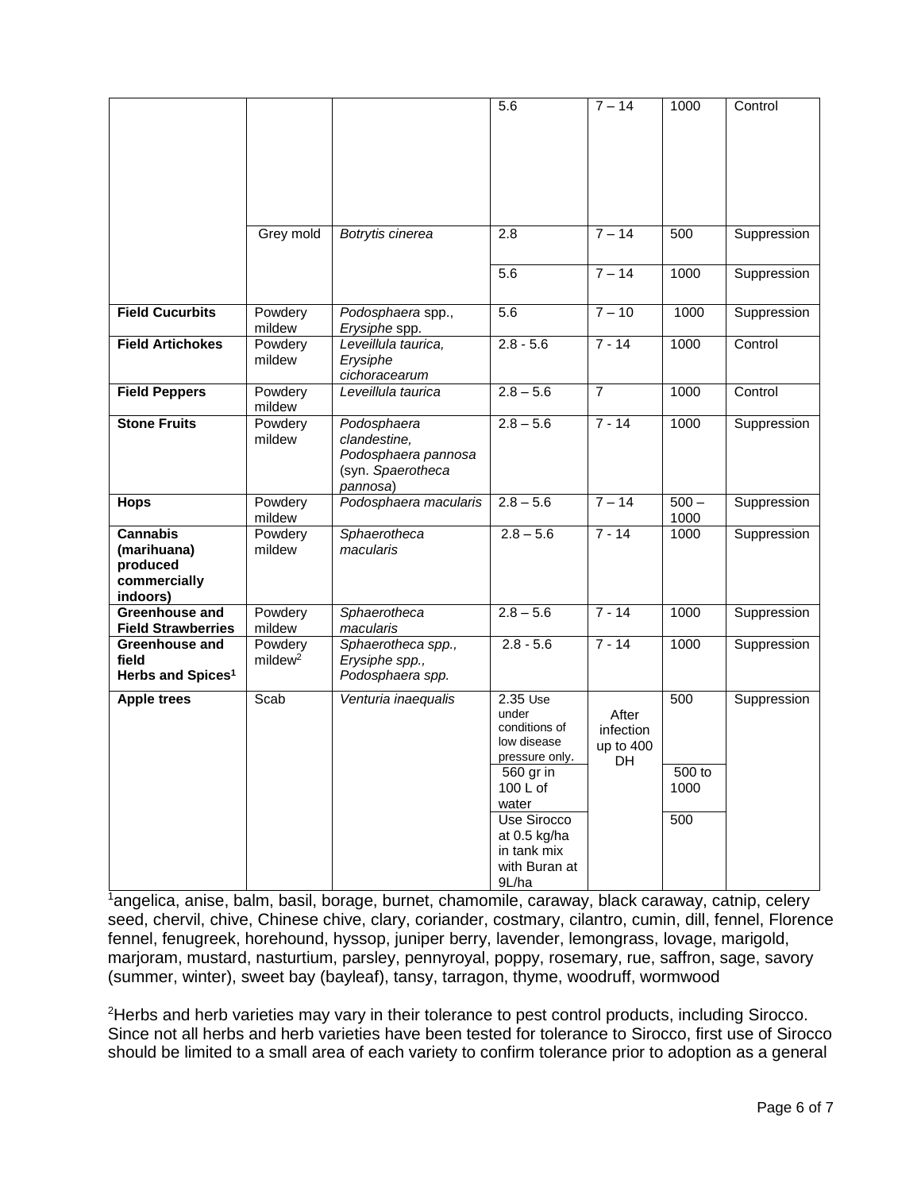| | | | 5.6 | 7 – 14 | 1000 | Control |
|---|---|---|---|---|---|---|
| | Grey mold | *Botrytis cinerea* | 2.8 | 7 – 14 | 500 | Suppression |
| | | | 5.6 | 7 – 14 | 1000 | Suppression |
| **Field Cucurbits** | Powdery mildew | *Podosphaera* spp., *Erysiphe* spp. | 5.6 | 7 – 10 | 1000 | Suppression |
| **Field Artichokes** | Powdery mildew | *Leveillula taurica, Erysiphe cichoracearum* | 2.8 - 5.6 | 7 - 14 | 1000 | Control |
| **Field Peppers** | Powdery mildew | *Leveillula taurica* | 2.8 – 5.6 | 7 | 1000 | Control |
| **Stone Fruits** | Powdery mildew | *Podosphaera clandestine, Podosphaera pannosa* (syn. *Spaerotheca pannosa*) | 2.8 – 5.6 | 7 - 14 | 1000 | Suppression |
| **Hops** | Powdery mildew | *Podosphaera macularis* | 2.8 – 5.6 | 7 – 14 | 500 – 1000 | Suppression |
| **Cannabis (marihuana) produced commercially indoors)** | Powdery mildew | *Sphaerotheca macularis* | 2.8 – 5.6 | 7 - 14 | 1000 | Suppression |
| **Greenhouse and Field Strawberries** | Powdery mildew | *Sphaerotheca macularis* | 2.8 – 5.6 | 7 - 14 | 1000 | Suppression |
| **Greenhouse and field Herbs and Spices[1]** | Powdery mildew[2] | *Sphaerotheca spp., Erysiphe spp., Podosphaera spp.* | 2.8 - 5.6 | 7 - 14 | 1000 | Suppression |
| **Apple trees** | Scab | *Venturia inaequalis* | 2.35 Use under conditions of low disease pressure only. | After infection up to 400 DH | 500 | Suppression |
| | | | 560 gr in 100 L of water | | 500 to 1000 | |
| | | | Use Sirocco at 0.5 kg/ha in tank mix with Buran at 9L/ha | | 500 | |

[1]angelica, anise, balm, basil, borage, burnet, chamomile, caraway, black caraway, catnip, celery seed, chervil, chive, Chinese chive, clary, coriander, costmary, cilantro, cumin, dill, fennel, Florence fennel, fenugreek, horehound, hyssop, juniper berry, lavender, lemongrass, lovage, marigold, marjoram, mustard, nasturtium, parsley, pennyroyal, poppy, rosemary, rue, saffron, sage, savory (summer, winter), sweet bay (bayleaf), tansy, tarragon, thyme, woodruff, wormwood

[2]Herbs and herb varieties may vary in their tolerance to pest control products, including Sirocco. Since not all herbs and herb varieties have been tested for tolerance to Sirocco, first use of Sirocco should be limited to a small area of each variety to confirm tolerance prior to adoption as a general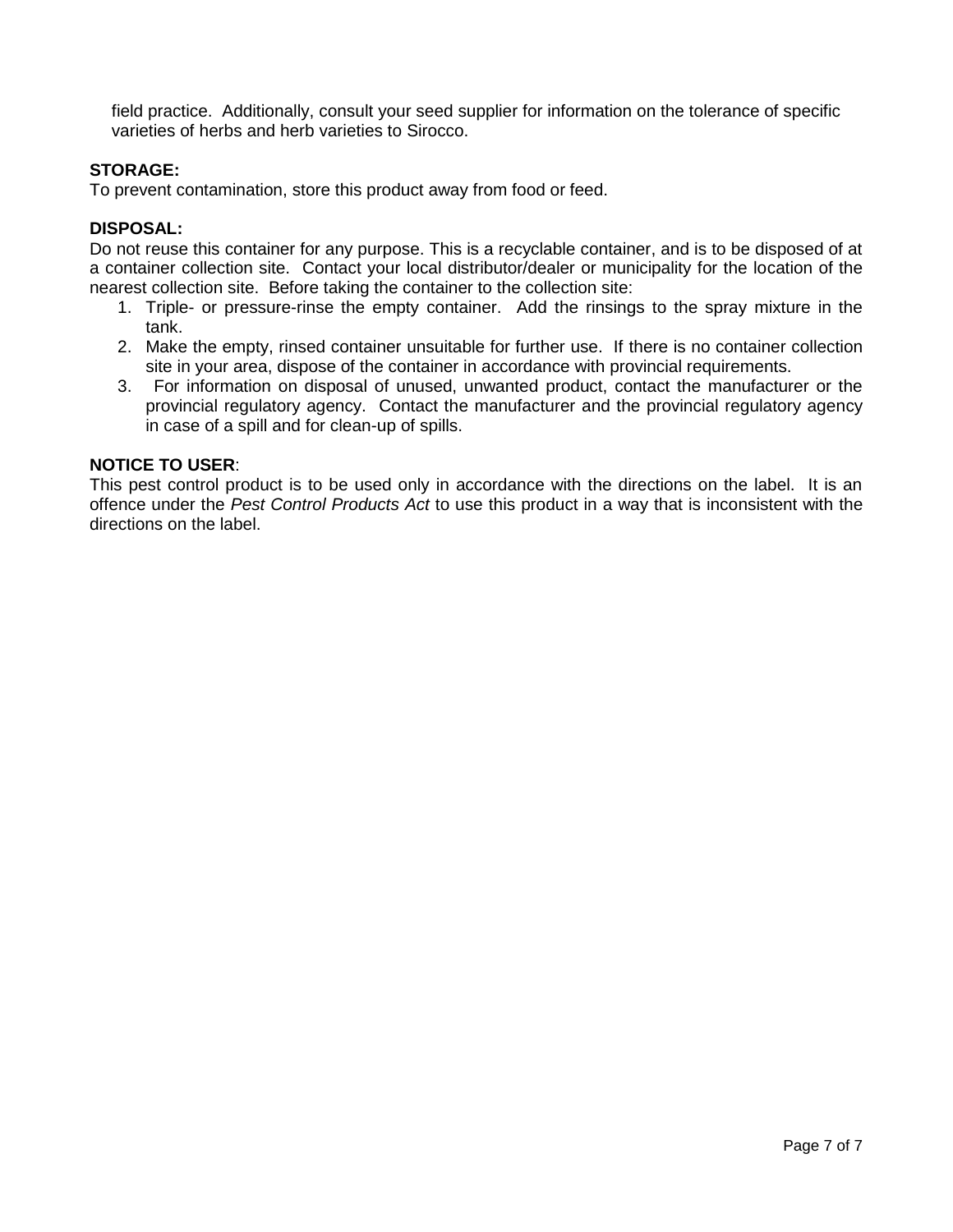field practice. Additionally, consult your seed supplier for information on the tolerance of specific varieties of herbs and herb varieties to Sirocco.

**STORAGE:**
To prevent contamination, store this product away from food or feed.

**DISPOSAL:**
Do not reuse this container for any purpose. This is a recyclable container, and is to be disposed of at a container collection site. Contact your local distributor/dealer or municipality for the location of the nearest collection site. Before taking the container to the collection site:

1. Triple- or pressure-rinse the empty container. Add the rinsings to the spray mixture in the tank.
2. Make the empty, rinsed container unsuitable for further use. If there is no container collection site in your area, dispose of the container in accordance with provincial requirements.
3. For information on disposal of unused, unwanted product, contact the manufacturer or the provincial regulatory agency. Contact the manufacturer and the provincial regulatory agency in case of a spill and for clean-up of spills.

**NOTICE TO USER**:
This pest control product is to be used only in accordance with the directions on the label. It is an offence under the *Pest Control Products Act* to use this product in a way that is inconsistent with the directions on the label.